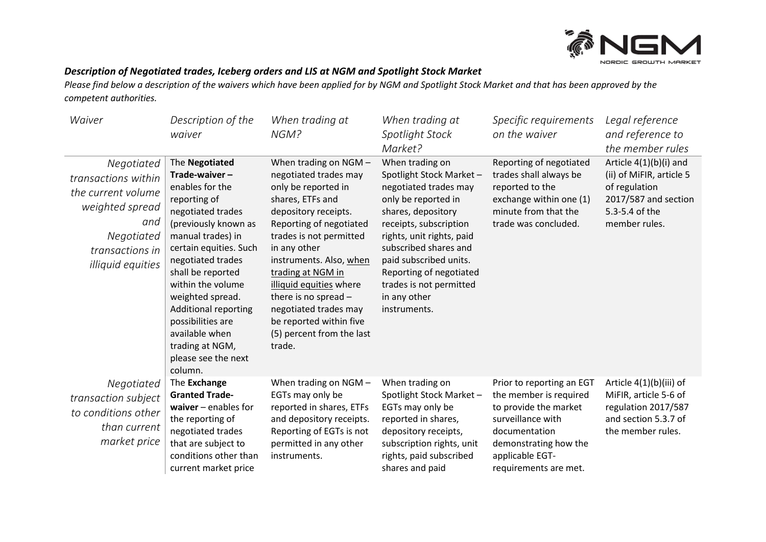### *Description of Negotiated trades, Iceberg orders and LIS at NGM and Spotlight Stock Market*

*Please find below a description of the waivers which have been applied for by NGM and Spotlight Stock Market and that has been approved by the competent authorities.*

| *Waiver* | *Description of the waiver* | *When trading at NGM?* | *When trading at Spotlight Stock Market?* | *Specific requirements on the waiver* | *Legal reference and reference to the member rules* |
|---|---|---|---|---|---|
| *Negotiated transactions within the current volume weighted spread and Negotiated transactions in illiquid equities* | The **Negotiated Trade-waiver –** enables for the reporting of negotiated trades (previously known as manual trades) in certain equities. Such negotiated trades shall be reported within the volume weighted spread. Additional reporting possibilities are available when trading at NGM, please see the next column. | When trading on NGM – negotiated trades may only be reported in shares, ETFs and depository receipts. Reporting of negotiated trades is not permitted in any other instruments. Also, when trading at NGM in illiquid equities where there is no spread – negotiated trades may be reported within five (5) percent from the last trade. | When trading on Spotlight Stock Market – negotiated trades may only be reported in shares, depository receipts, subscription rights, unit rights, paid subscribed shares and paid subscribed units. Reporting of negotiated trades is not permitted in any other instruments. | Reporting of negotiated trades shall always be reported to the exchange within one (1) minute from that the trade was concluded. | Article 4(1)(b)(i) and (ii) of MiFIR, article 5 of regulation 2017/587 and section 5.3-5.4 of the member rules. |
| *Negotiated transaction subject to conditions other than current market price* | The **Exchange Granted Trade-waiver** – enables for the reporting of negotiated trades that are subject to conditions other than current market price | When trading on NGM – EGTs may only be reported in shares, ETFs and depository receipts. Reporting of EGTs is not permitted in any other instruments. | When trading on Spotlight Stock Market – EGTs may only be reported in shares, depository receipts, subscription rights, unit rights, paid subscribed shares and paid | Prior to reporting an EGT the member is required to provide the market surveillance with documentation demonstrating how the applicable EGT-requirements are met. | Article 4(1)(b)(iii) of MiFIR, article 5-6 of regulation 2017/587 and section 5.3.7 of the member rules. |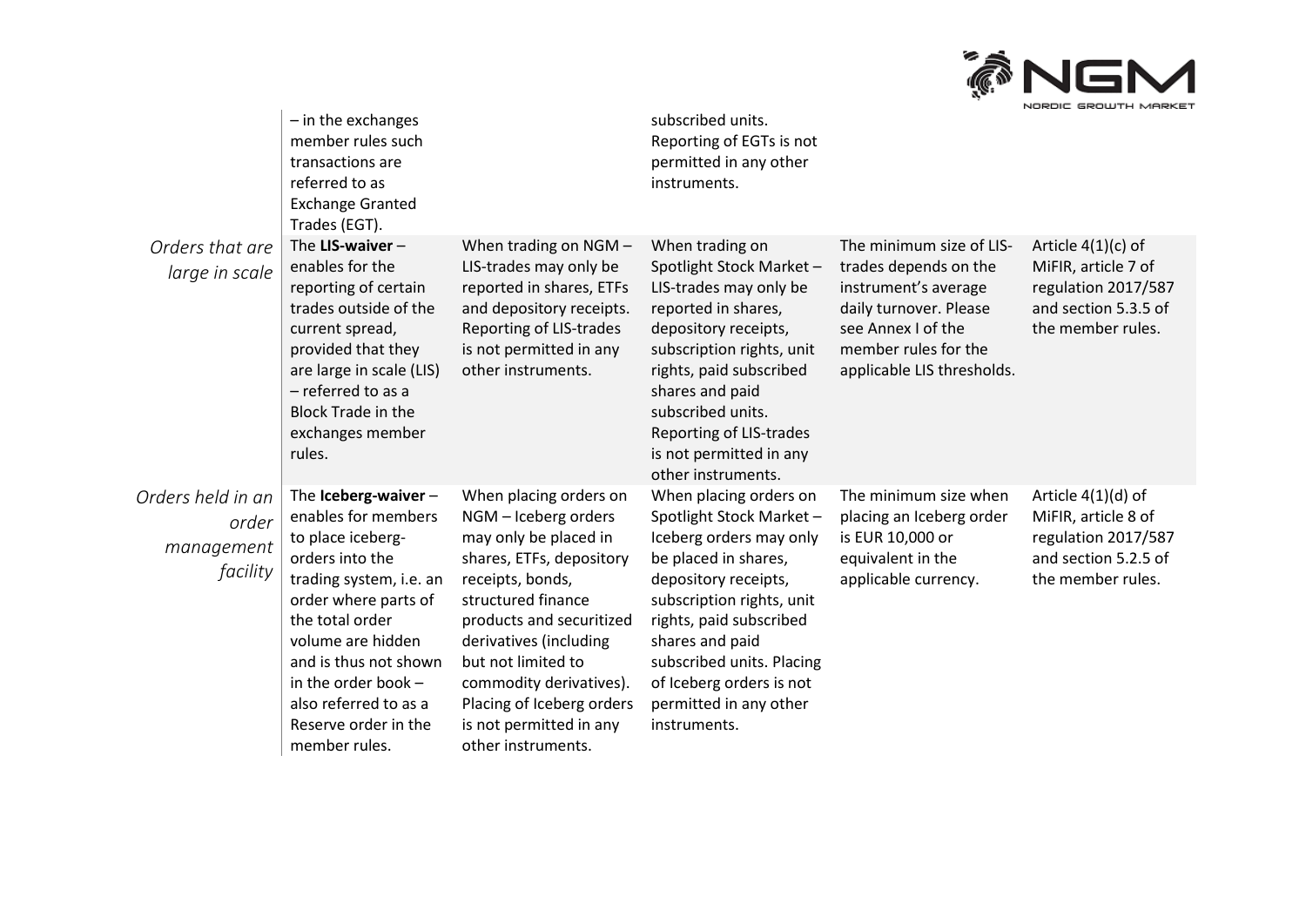| | | | | | |
|---|---|---|---|---|---|
| | – in the exchanges member rules such transactions are referred to as Exchange Granted Trades (EGT). | | subscribed units. Reporting of EGTs is not permitted in any other instruments. | | |
| *Orders that are large in scale* | The **LIS-waiver** – enables for the reporting of certain trades outside of the current spread, provided that they are large in scale (LIS) – referred to as a Block Trade in the exchanges member rules. | When trading on NGM – LIS-trades may only be reported in shares, ETFs and depository receipts. Reporting of LIS-trades is not permitted in any other instruments. | When trading on Spotlight Stock Market – LIS-trades may only be reported in shares, depository receipts, subscription rights, unit rights, paid subscribed shares and paid subscribed units. Reporting of LIS-trades is not permitted in any other instruments. | The minimum size of LIS-trades depends on the instrument's average daily turnover. Please see Annex I of the member rules for the applicable LIS thresholds. | Article 4(1)(c) of MiFIR, article 7 of regulation 2017/587 and section 5.3.5 of the member rules. |
| *Orders held in an order management facility* | The **Iceberg-waiver** – enables for members to place iceberg-orders into the trading system, i.e. an order where parts of the total order volume are hidden and is thus not shown in the order book – also referred to as a Reserve order in the member rules. | When placing orders on NGM – Iceberg orders may only be placed in shares, ETFs, depository receipts, bonds, structured finance products and securitized derivatives (including but not limited to commodity derivatives). Placing of Iceberg orders is not permitted in any other instruments. | When placing orders on Spotlight Stock Market – Iceberg orders may only be placed in shares, depository receipts, subscription rights, unit rights, paid subscribed shares and paid subscribed units. Placing of Iceberg orders is not permitted in any other instruments. | The minimum size when placing an Iceberg order is EUR 10,000 or equivalent in the applicable currency. | Article 4(1)(d) of MiFIR, article 8 of regulation 2017/587 and section 5.2.5 of the member rules. |